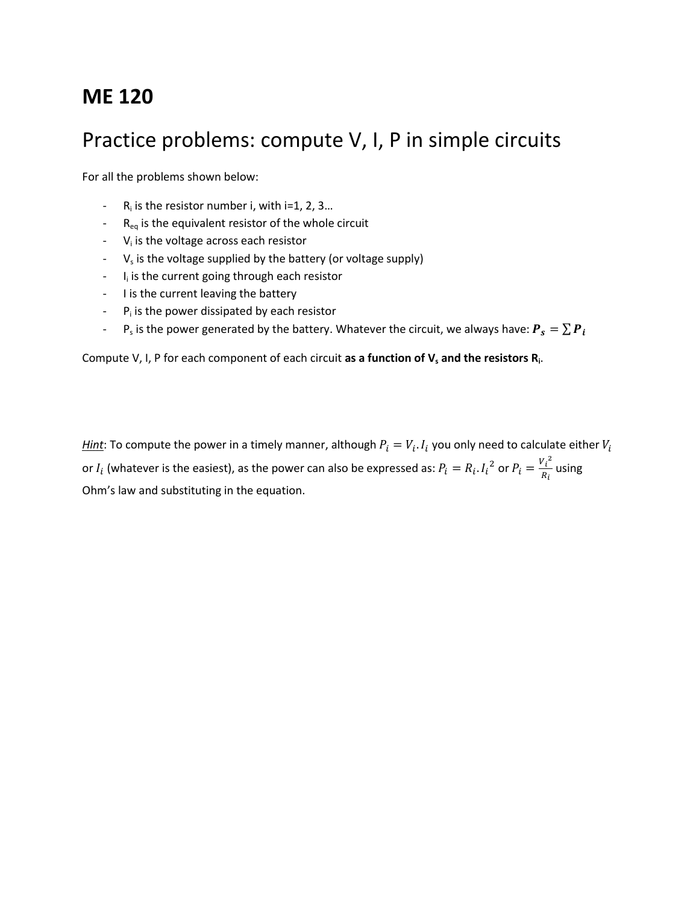# ME 120

## Practice problems: compute V, I, P in simple circuits

For all the problems shown below:

- $R_i$ is the resistor number i, with i=1, 2, 3…
- $R_{eq}$ is the equivalent resistor of the whole circuit
- $V_i$ is the voltage across each resistor
- $V_s$ is the voltage supplied by the battery (or voltage supply)
- $I_i$ is the current going through each resistor
- I is the current leaving the battery
- $P_i$ is the power dissipated by each resistor
- $P_s$ is the power generated by the battery. Whatever the circuit, we always have: $\boldsymbol{P_s = \sum P_i}$

Compute V, I, P for each component of each circuit **as a function of $V_s$ and the resistors $R_i$.**

*Hint*: To compute the power in a timely manner, although $P_i = V_i . I_i$ you only need to calculate either $V_i$ or $I_i$ (whatever is the easiest), as the power can also be expressed as: $P_i = R_i . {I_i}^2$ or $P_i = \frac{{V_i}^2}{R_i}$ using Ohm's law and substituting in the equation.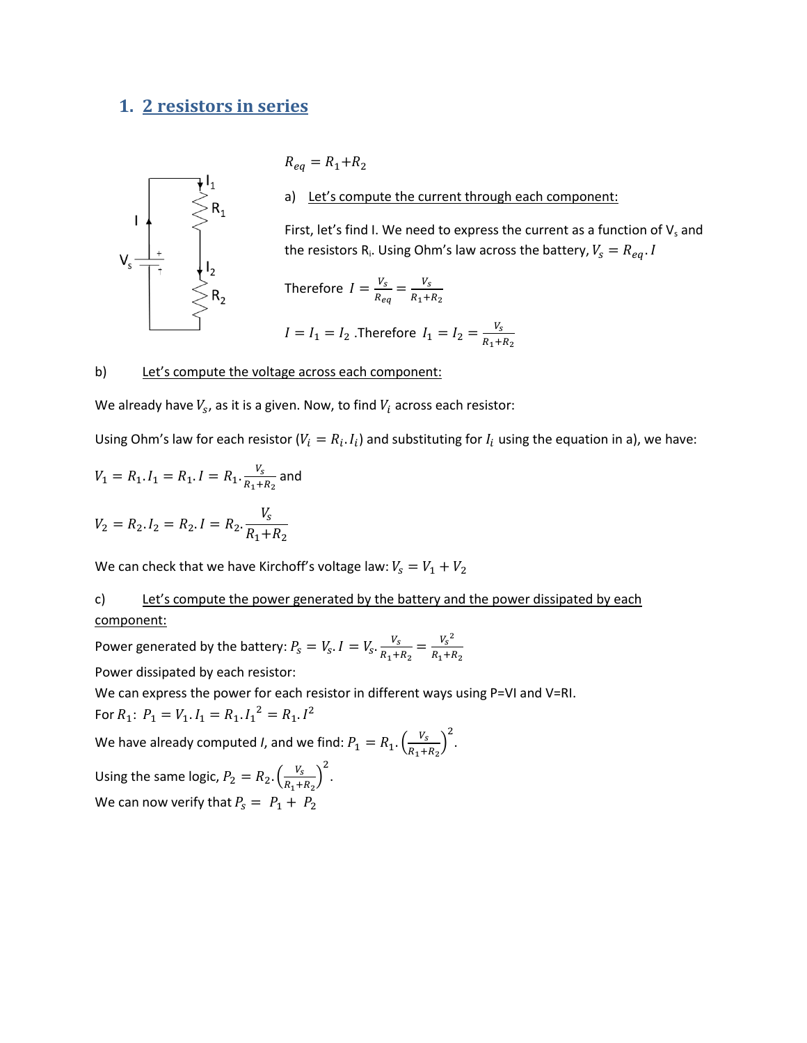## 1. 2 resistors in series

$R_{eq} = R_1 + R_2$

a) Let's compute the current through each component:

First, let's find I. We need to express the current as a function of $V_s$ and the resistors $R_i$. Using Ohm's law across the battery, $V_s = R_{eq}.I$

Therefore $I = \frac{V_s}{R_{eq}} = \frac{V_s}{R_1+R_2}$

$I = I_1 = I_2$ .Therefore $I_1 = I_2 = \frac{V_s}{R_1+R_2}$

b) Let's compute the voltage across each component:

We already have $V_s$, as it is a given. Now, to find $V_i$ across each resistor:

Using Ohm's law for each resistor ($V_i = R_i.I_i$) and substituting for $I_i$ using the equation in a), we have:

$V_1 = R_1.I_1 = R_1.I = R_1.\frac{V_s}{R_1+R_2}$ and

$V_2 = R_2.I_2 = R_2.I = R_2.\frac{V_s}{R_1+R_2}$

We can check that we have Kirchoff's voltage law: $V_s = V_1 + V_2$

c) Let's compute the power generated by the battery and the power dissipated by each component:

Power generated by the battery: $P_s = V_s.I = V_s.\frac{V_s}{R_1+R_2} = \frac{{V_s}^2}{R_1+R_2}$

Power dissipated by each resistor:

We can express the power for each resistor in different ways using P=VI and V=RI.

For $R_1$: $P_1 = V_1.I_1 = R_1.{I_1}^2 = R_1.I^2$

We have already computed $I$, and we find: $P_1 = R_1.\left(\frac{V_s}{R_1+R_2}\right)^2$.

Using the same logic, $P_2 = R_2.\left(\frac{V_s}{R_1+R_2}\right)^2$.

We can now verify that $P_s = P_1 + P_2$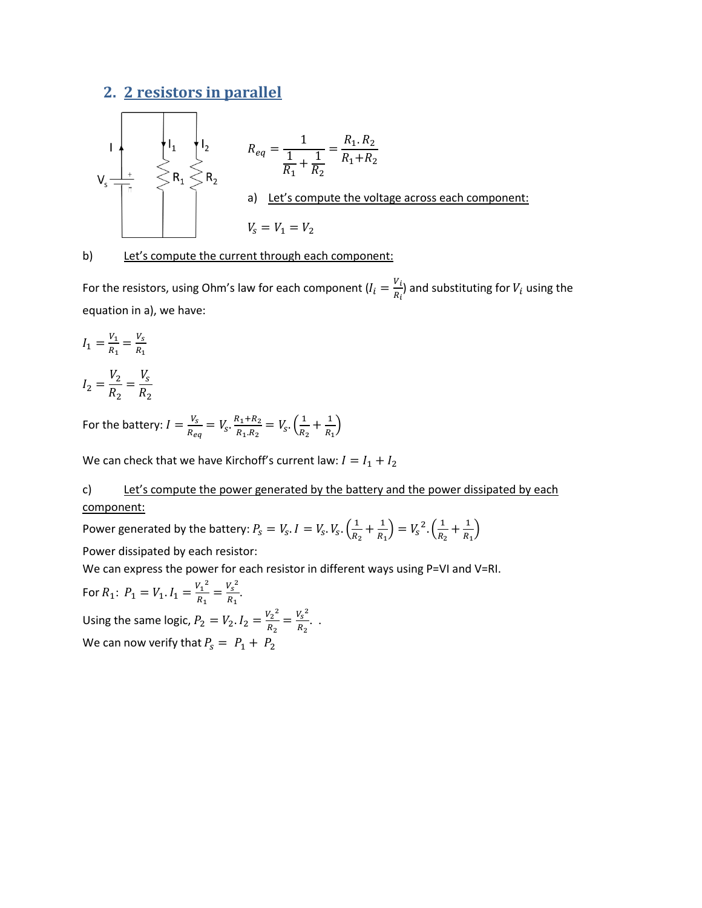## 2. 2 resistors in parallel

$$R_{eq} = \frac{1}{\frac{1}{R_1} + \frac{1}{R_2}} = \frac{R_1 . R_2}{R_1 + R_2}$$

a) Let's compute the voltage across each component:

$$V_s = V_1 = V_2$$

b) Let's compute the current through each component:

For the resistors, using Ohm's law for each component ($I_i = \frac{V_i}{R_i}$) and substituting for $V_i$ using the equation in a), we have:

$$I_1 = \frac{V_1}{R_1} = \frac{V_s}{R_1}$$

$$I_2 = \frac{V_2}{R_2} = \frac{V_s}{R_2}$$

For the battery: $I = \frac{V_s}{R_{eq}} = V_s . \frac{R_1 + R_2}{R_1 . R_2} = V_s . \left(\frac{1}{R_2} + \frac{1}{R_1}\right)$

We can check that we have Kirchoff's current law: $I = I_1 + I_2$

c) Let's compute the power generated by the battery and the power dissipated by each component:

Power generated by the battery: $P_s = V_s . I = V_s . V_s . \left(\frac{1}{R_2} + \frac{1}{R_1}\right) = V_s^{\ 2} . \left(\frac{1}{R_2} + \frac{1}{R_1}\right)$

Power dissipated by each resistor:

We can express the power for each resistor in different ways using P=VI and V=RI.

For $R_1$: $P_1 = V_1 . I_1 = \frac{V_1^{\ 2}}{R_1} = \frac{V_s^{\ 2}}{R_1}$.

Using the same logic, $P_2 = V_2 . I_2 = \frac{V_2^{\ 2}}{R_2} = \frac{V_s^{\ 2}}{R_2}$. .

We can now verify that $P_s = P_1 + P_2$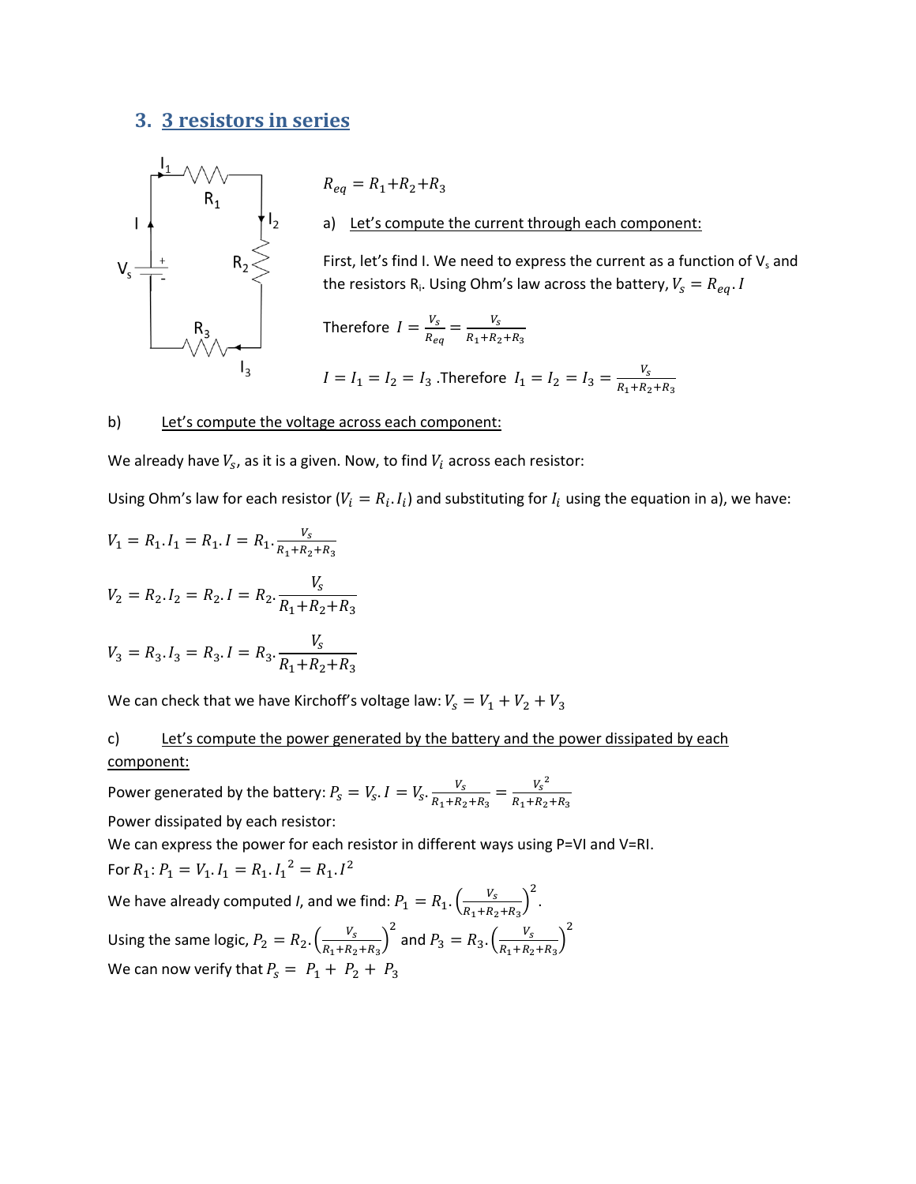## 3. 3 resistors in series

$R_{eq} = R_1 + R_2 + R_3$

a) Let's compute the current through each component:

First, let's find I. We need to express the current as a function of $V_s$ and the resistors $R_i$. Using Ohm's law across the battery, $V_s = R_{eq}.I$

Therefore $I = \frac{V_s}{R_{eq}} = \frac{V_s}{R_1+R_2+R_3}$

$I = I_1 = I_2 = I_3$ .Therefore $I_1 = I_2 = I_3 = \frac{V_s}{R_1+R_2+R_3}$

b) Let's compute the voltage across each component:

We already have $V_s$, as it is a given. Now, to find $V_i$ across each resistor:

Using Ohm's law for each resistor ($V_i = R_i.I_i$) and substituting for $I_i$ using the equation in a), we have:

$$V_1 = R_1.I_1 = R_1.I = R_1.\frac{V_s}{R_1+R_2+R_3}$$

$$V_2 = R_2.I_2 = R_2.I = R_2.\frac{V_s}{R_1+R_2+R_3}$$

$$V_3 = R_3.I_3 = R_3.I = R_3.\frac{V_s}{R_1+R_2+R_3}$$

We can check that we have Kirchoff's voltage law: $V_s = V_1 + V_2 + V_3$

c) Let's compute the power generated by the battery and the power dissipated by each component:

Power generated by the battery: $P_s = V_s.I = V_s.\frac{V_s}{R_1+R_2+R_3} = \frac{{V_s}^2}{R_1+R_2+R_3}$

Power dissipated by each resistor:

We can express the power for each resistor in different ways using P=VI and V=RI.

For $R_1$: $P_1 = V_1.I_1 = R_1.{I_1}^2 = R_1.I^2$

We have already computed *I*, and we find: $P_1 = R_1.\left(\frac{V_s}{R_1+R_2+R_3}\right)^2$.

Using the same logic, $P_2 = R_2.\left(\frac{V_s}{R_1+R_2+R_3}\right)^2$ and $P_3 = R_3.\left(\frac{V_s}{R_1+R_2+R_3}\right)^2$

We can now verify that $P_s = P_1 + P_2 + P_3$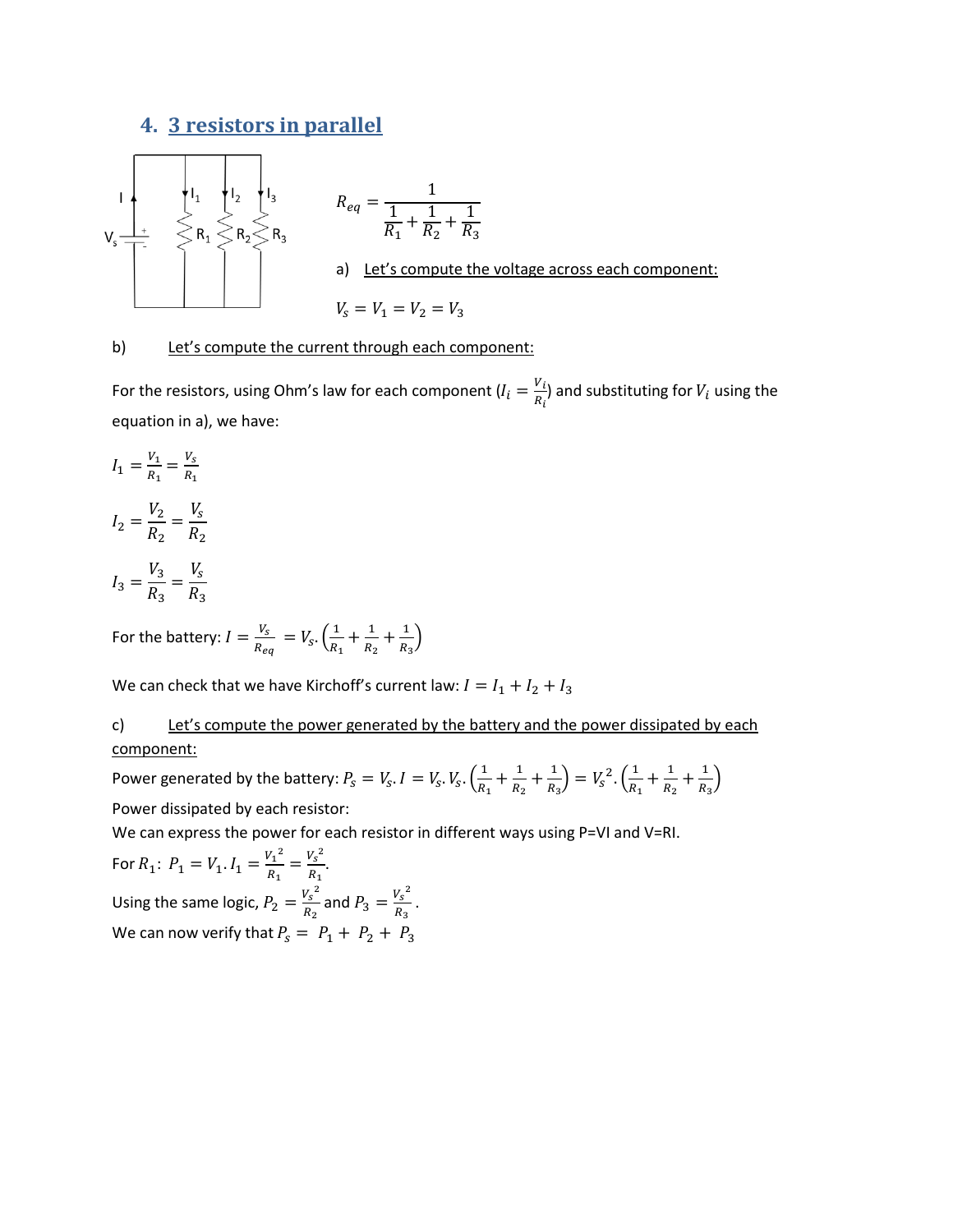## 4. 3 resistors in parallel

I

$V_s$

$I_1$ $I_2$ $I_3$

$R_1$ $R_2$ $R_3$

$$R_{eq} = \frac{1}{\frac{1}{R_1} + \frac{1}{R_2} + \frac{1}{R_3}}$$

a) Let's compute the voltage across each component:

$$V_s = V_1 = V_2 = V_3$$

b) Let's compute the current through each component:

For the resistors, using Ohm's law for each component ($I_i = \frac{V_i}{R_i}$) and substituting for $V_i$ using the equation in a), we have:

$$I_1 = \frac{V_1}{R_1} = \frac{V_s}{R_1}$$

$$I_2 = \frac{V_2}{R_2} = \frac{V_s}{R_2}$$

$$I_3 = \frac{V_3}{R_3} = \frac{V_s}{R_3}$$

For the battery: $I = \frac{V_s}{R_{eq}} = V_s.\left(\frac{1}{R_1} + \frac{1}{R_2} + \frac{1}{R_3}\right)$

We can check that we have Kirchoff's current law: $I = I_1 + I_2 + I_3$

c) Let's compute the power generated by the battery and the power dissipated by each component:

Power generated by the battery: $P_s = V_s.I = V_s.V_s.\left(\frac{1}{R_1} + \frac{1}{R_2} + \frac{1}{R_3}\right) = V_s^2.\left(\frac{1}{R_1} + \frac{1}{R_2} + \frac{1}{R_3}\right)$

Power dissipated by each resistor:

We can express the power for each resistor in different ways using P=VI and V=RI.

For $R_1$: $P_1 = V_1.I_1 = \frac{V_1^2}{R_1} = \frac{V_s^2}{R_1}$.

Using the same logic, $P_2 = \frac{V_s^2}{R_2}$ and $P_3 = \frac{V_s^2}{R_3}$.

We can now verify that $P_s = P_1 + P_2 + P_3$